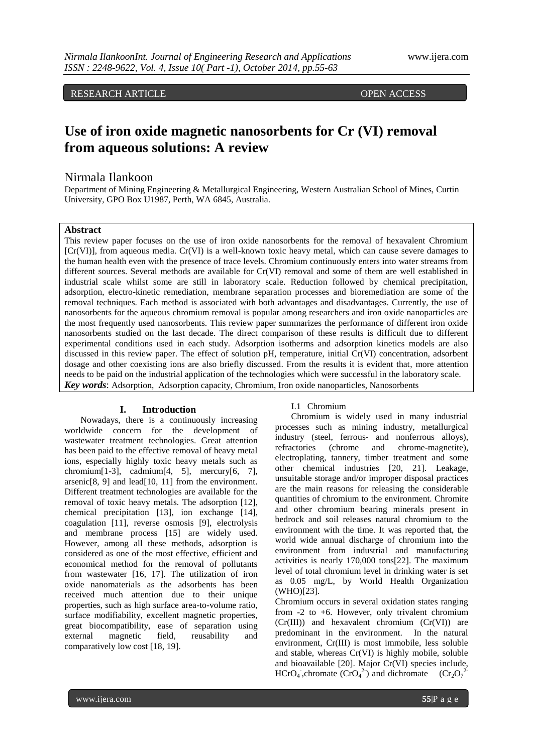RESEARCH ARTICLE OPEN ACCESS

# Use of iron oxide magnetic nanosorbents for Cr (VI) removal from aqueous solutions: A review

Nirmala Ilankoon

Department of Mining Engineering & Metallurgical Engineering, Western Australian School of Mines, Curtin University, GPO Box U1987, Perth, WA 6845, Australia.

**Abstract**

This review paper focuses on the use of iron oxide nanosorbents for the removal of hexavalent Chromium [Cr(VI)], from aqueous media. Cr(VI) is a well-known toxic heavy metal, which can cause severe damages to the human health even with the presence of trace levels. Chromium continuously enters into water streams from different sources. Several methods are available for Cr(VI) removal and some of them are well established in industrial scale whilst some are still in laboratory scale. Reduction followed by chemical precipitation, adsorption, electro-kinetic remediation, membrane separation processes and bioremediation are some of the removal techniques. Each method is associated with both advantages and disadvantages. Currently, the use of nanosorbents for the aqueous chromium removal is popular among researchers and iron oxide nanoparticles are the most frequently used nanosorbents. This review paper summarizes the performance of different iron oxide nanosorbents studied on the last decade. The direct comparison of these results is difficult due to different experimental conditions used in each study. Adsorption isotherms and adsorption kinetics models are also discussed in this review paper. The effect of solution pH, temperature, initial Cr(VI) concentration, adsorbent dosage and other coexisting ions are also briefly discussed. From the results it is evident that, more attention needs to be paid on the industrial application of the technologies which were successful in the laboratory scale.

***Key words***: Adsorption, Adsorption capacity, Chromium, Iron oxide nanoparticles, Nanosorbents

## I. Introduction

Nowadays, there is a continuously increasing worldwide concern for the development of wastewater treatment technologies. Great attention has been paid to the effective removal of heavy metal ions, especially highly toxic heavy metals such as chromium[1-3], cadmium[4, 5], mercury[6, 7], arsenic[8, 9] and lead[10, 11] from the environment. Different treatment technologies are available for the removal of toxic heavy metals. The adsorption [12], chemical precipitation [13], ion exchange [14], coagulation [11], reverse osmosis [9], electrolysis and membrane process [15] are widely used. However, among all these methods, adsorption is considered as one of the most effective, efficient and economical method for the removal of pollutants from wastewater [16, 17]. The utilization of iron oxide nanomaterials as the adsorbents has been received much attention due to their unique properties, such as high surface area-to-volume ratio, surface modifiability, excellent magnetic properties, great biocompatibility, ease of separation using external magnetic field, reusability and comparatively low cost [18, 19].

### I.1 Chromium

Chromium is widely used in many industrial processes such as mining industry, metallurgical industry (steel, ferrous- and nonferrous alloys), refractories (chrome and chrome-magnetite), electroplating, tannery, timber treatment and some other chemical industries [20, 21]. Leakage, unsuitable storage and/or improper disposal practices are the main reasons for releasing the considerable quantities of chromium to the environment. Chromite and other chromium bearing minerals present in bedrock and soil releases natural chromium to the environment with the time. It was reported that, the world wide annual discharge of chromium into the environment from industrial and manufacturing activities is nearly 170,000 tons[22]. The maximum level of total chromium level in drinking water is set as 0.05 mg/L, by World Health Organization (WHO)[23].

Chromium occurs in several oxidation states ranging from -2 to +6. However, only trivalent chromium (Cr(III)) and hexavalent chromium (Cr(VI)) are predominant in the environment. In the natural environment, Cr(III) is most immobile, less soluble and stable, whereas Cr(VI) is highly mobile, soluble and bioavailable [20]. Major Cr(VI) species include, $HCrO_4^-$, chromate ($CrO_4^{2-}$) and dichromate ($Cr_2O_7^{2-}$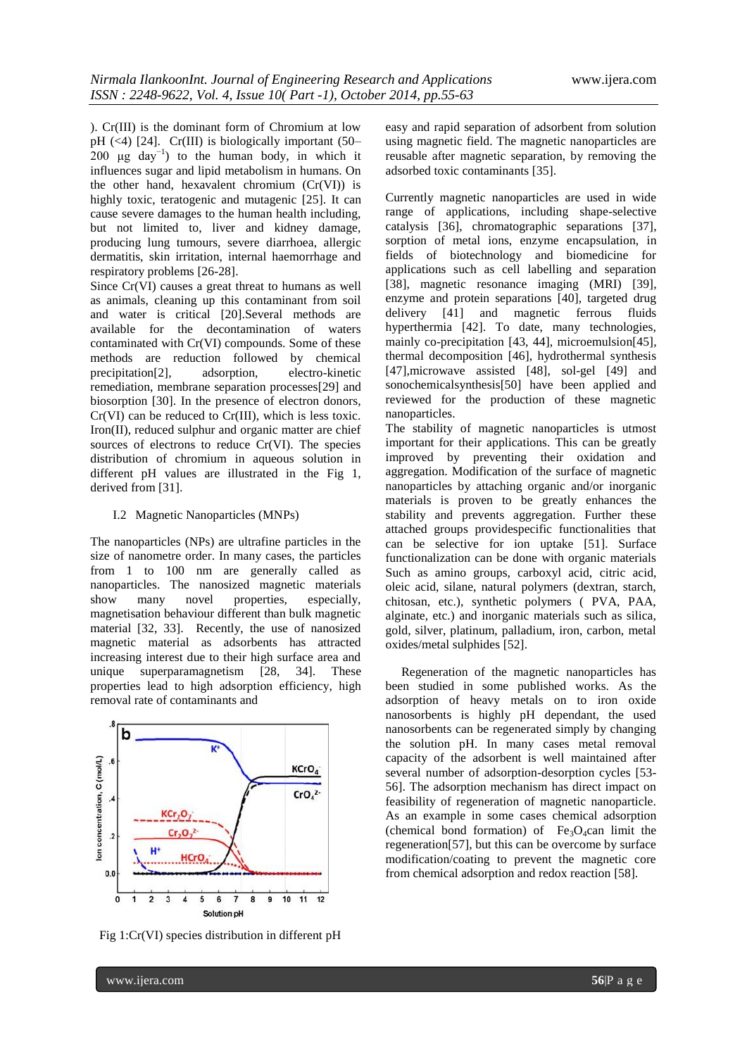). Cr(III) is the dominant form of Chromium at low pH (<4) [24]. Cr(III) is biologically important (50–200 μg $day^{-1}$) to the human body, in which it influences sugar and lipid metabolism in humans. On the other hand, hexavalent chromium (Cr(VI)) is highly toxic, teratogenic and mutagenic [25]. It can cause severe damages to the human health including, but not limited to, liver and kidney damage, producing lung tumours, severe diarrhoea, allergic dermatitis, skin irritation, internal haemorrhage and respiratory problems [26-28].

Since Cr(VI) causes a great threat to humans as well as animals, cleaning up this contaminant from soil and water is critical [20].Several methods are available for the decontamination of waters contaminated with Cr(VI) compounds. Some of these methods are reduction followed by chemical precipitation[2], adsorption, electro-kinetic remediation, membrane separation processes[29] and biosorption [30]. In the presence of electron donors, Cr(VI) can be reduced to Cr(III), which is less toxic. Iron(II), reduced sulphur and organic matter are chief sources of electrons to reduce Cr(VI). The species distribution of chromium in aqueous solution in different pH values are illustrated in the Fig 1, derived from [31].

Fig 1:Cr(VI) species distribution in different pH

### I.2 Magnetic Nanoparticles (MNPs)

The nanoparticles (NPs) are ultrafine particles in the size of nanometre order. In many cases, the particles from 1 to 100 nm are generally called as nanoparticles. The nanosized magnetic materials show many novel properties, especially, magnetisation behaviour different than bulk magnetic material [32, 33]. Recently, the use of nanosized magnetic material as adsorbents has attracted increasing interest due to their high surface area and unique superparamagnetism [28, 34]. These properties lead to high adsorption efficiency, high removal rate of contaminants and easy and rapid separation of adsorbent from solution using magnetic field. The magnetic nanoparticles are reusable after magnetic separation, by removing the adsorbed toxic contaminants [35].

Currently magnetic nanoparticles are used in wide range of applications, including shape-selective catalysis [36], chromatographic separations [37], sorption of metal ions, enzyme encapsulation, in fields of biotechnology and biomedicine for applications such as cell labelling and separation [38], magnetic resonance imaging (MRI) [39], enzyme and protein separations [40], targeted drug delivery [41] and magnetic ferrous fluids hyperthermia [42]. To date, many technologies, mainly co-precipitation [43, 44], microemulsion[45], thermal decomposition [46], hydrothermal synthesis [47],microwave assisted [48], sol-gel [49] and sonochemicalsynthesis[50] have been applied and reviewed for the production of these magnetic nanoparticles.

The stability of magnetic nanoparticles is utmost important for their applications. This can be greatly improved by preventing their oxidation and aggregation. Modification of the surface of magnetic nanoparticles by attaching organic and/or inorganic materials is proven to be greatly enhances the stability and prevents aggregation. Further these attached groups providespecific functionalities that can be selective for ion uptake [51]. Surface functionalization can be done with organic materials Such as amino groups, carboxyl acid, citric acid, oleic acid, silane, natural polymers (dextran, starch, chitosan, etc.), synthetic polymers ( PVA, PAA, alginate, etc.) and inorganic materials such as silica, gold, silver, platinum, palladium, iron, carbon, metal oxides/metal sulphides [52].

Regeneration of the magnetic nanoparticles has been studied in some published works. As the adsorption of heavy metals on to iron oxide nanosorbents is highly pH dependant, the used nanosorbents can be regenerated simply by changing the solution pH. In many cases metal removal capacity of the adsorbent is well maintained after several number of adsorption-desorption cycles [53-56]. The adsorption mechanism has direct impact on feasibility of regeneration of magnetic nanoparticle. As an example in some cases chemical adsorption (chemical bond formation) of $Fe_3O_4$can limit the regeneration[57], but this can be overcome by surface modification/coating to prevent the magnetic core from chemical adsorption and redox reaction [58].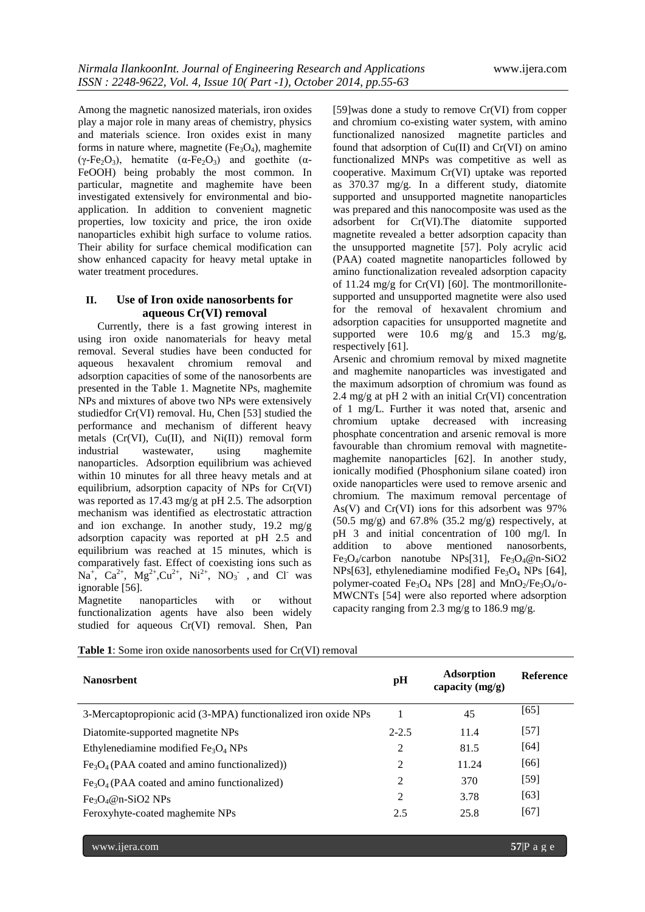Among the magnetic nanosized materials, iron oxides play a major role in many areas of chemistry, physics and materials science. Iron oxides exist in many forms in nature where, magnetite ($Fe_3O_4$), maghemite ($\gamma$-$Fe_2O_3$), hematite ($\alpha$-$Fe_2O_3$) and goethite ($\alpha$-FeOOH) being probably the most common. In particular, magnetite and maghemite have been investigated extensively for environmental and bio-application. In addition to convenient magnetic properties, low toxicity and price, the iron oxide nanoparticles exhibit high surface to volume ratios. Their ability for surface chemical modification can show enhanced capacity for heavy metal uptake in water treatment procedures.

## II. Use of Iron oxide nanosorbents for aqueous Cr(VI) removal

Currently, there is a fast growing interest in using iron oxide nanomaterials for heavy metal removal. Several studies have been conducted for aqueous hexavalent chromium removal and adsorption capacities of some of the nanosorbents are presented in the Table 1. Magnetite NPs, maghemite NPs and mixtures of above two NPs were extensively studiedfor Cr(VI) removal. Hu, Chen [53] studied the performance and mechanism of different heavy metals (Cr(VI), Cu(II), and Ni(II)) removal form industrial wastewater, using maghemite nanoparticles. Adsorption equilibrium was achieved within 10 minutes for all three heavy metals and at equilibrium, adsorption capacity of NPs for Cr(VI) was reported as 17.43 mg/g at pH 2.5. The adsorption mechanism was identified as electrostatic attraction and ion exchange. In another study, 19.2 mg/g adsorption capacity was reported at pH 2.5 and equilibrium was reached at 15 minutes, which is comparatively fast. Effect of coexisting ions such as $Na^+$, $Ca^{2+}$, $Mg^{2+}$,$Cu^{2+}$, $Ni^{2+}$, $NO_3^-$ , and $Cl^-$ was ignorable [56].

Magnetite nanoparticles with or without functionalization agents have also been widely studied for aqueous Cr(VI) removal. Shen, Pan [59]was done a study to remove Cr(VI) from copper and chromium co-existing water system, with amino functionalized nanosized magnetite particles and found that adsorption of Cu(II) and Cr(VI) on amino functionalized MNPs was competitive as well as cooperative. Maximum Cr(VI) uptake was reported as 370.37 mg/g. In a different study, diatomite supported and unsupported magnetite nanoparticles was prepared and this nanocomposite was used as the adsorbent for Cr(VI).The diatomite supported magnetite revealed a better adsorption capacity than the unsupported magnetite [57]. Poly acrylic acid (PAA) coated magnetite nanoparticles followed by amino functionalization revealed adsorption capacity of 11.24 mg/g for Cr(VI) [60]. The montmorillonite-supported and unsupported magnetite were also used for the removal of hexavalent chromium and adsorption capacities for unsupported magnetite and supported were 10.6 mg/g and 15.3 mg/g, respectively [61].

Arsenic and chromium removal by mixed magnetite and maghemite nanoparticles was investigated and the maximum adsorption of chromium was found as 2.4 mg/g at pH 2 with an initial Cr(VI) concentration of 1 mg/L. Further it was noted that, arsenic and chromium uptake decreased with increasing phosphate concentration and arsenic removal is more favourable than chromium removal with magnetite-maghemite nanoparticles [62]. In another study, ionically modified (Phosphonium silane coated) iron oxide nanoparticles were used to remove arsenic and chromium. The maximum removal percentage of As(V) and Cr(VI) ions for this adsorbent was 97% (50.5 mg/g) and 67.8% (35.2 mg/g) respectively, at pH 3 and initial concentration of 100 mg/l. In addition to above mentioned nanosorbents, $Fe_3O_4$/carbon nanotube NPs[31], $Fe_3O_4$@n-SiO2 NPs[63], ethylenediamine modified $Fe_3O_4$ NPs [64], polymer-coated $Fe_3O_4$ NPs [28] and $MnO_2$/$Fe_3O_4$/o-MWCNTs [54] were also reported where adsorption capacity ranging from 2.3 mg/g to 186.9 mg/g.

**Table 1**: Some iron oxide nanosorbents used for Cr(VI) removal

| Nanosrbent | pH | Adsorption capacity (mg/g) | Reference |
|---|---|---|---|
| 3-Mercaptopropionic acid (3-MPA) functionalized iron oxide NPs | 1 | 45 | [65] |
| Diatomite-supported magnetite NPs | 2-2.5 | 11.4 | [57] |
| Ethylenediamine modified $Fe_3O_4$ NPs | 2 | 81.5 | [64] |
| $Fe_3O_4$ (PAA coated and amino functionalized)) | 2 | 11.24 | [66] |
| $Fe_3O_4$ (PAA coated and amino functionalized) | 2 | 370 | [59] |
| $Fe_3O_4$@n-SiO2 NPs | 2 | 3.78 | [63] |
| Feroxyhyte-coated maghemite NPs | 2.5 | 25.8 | [67] |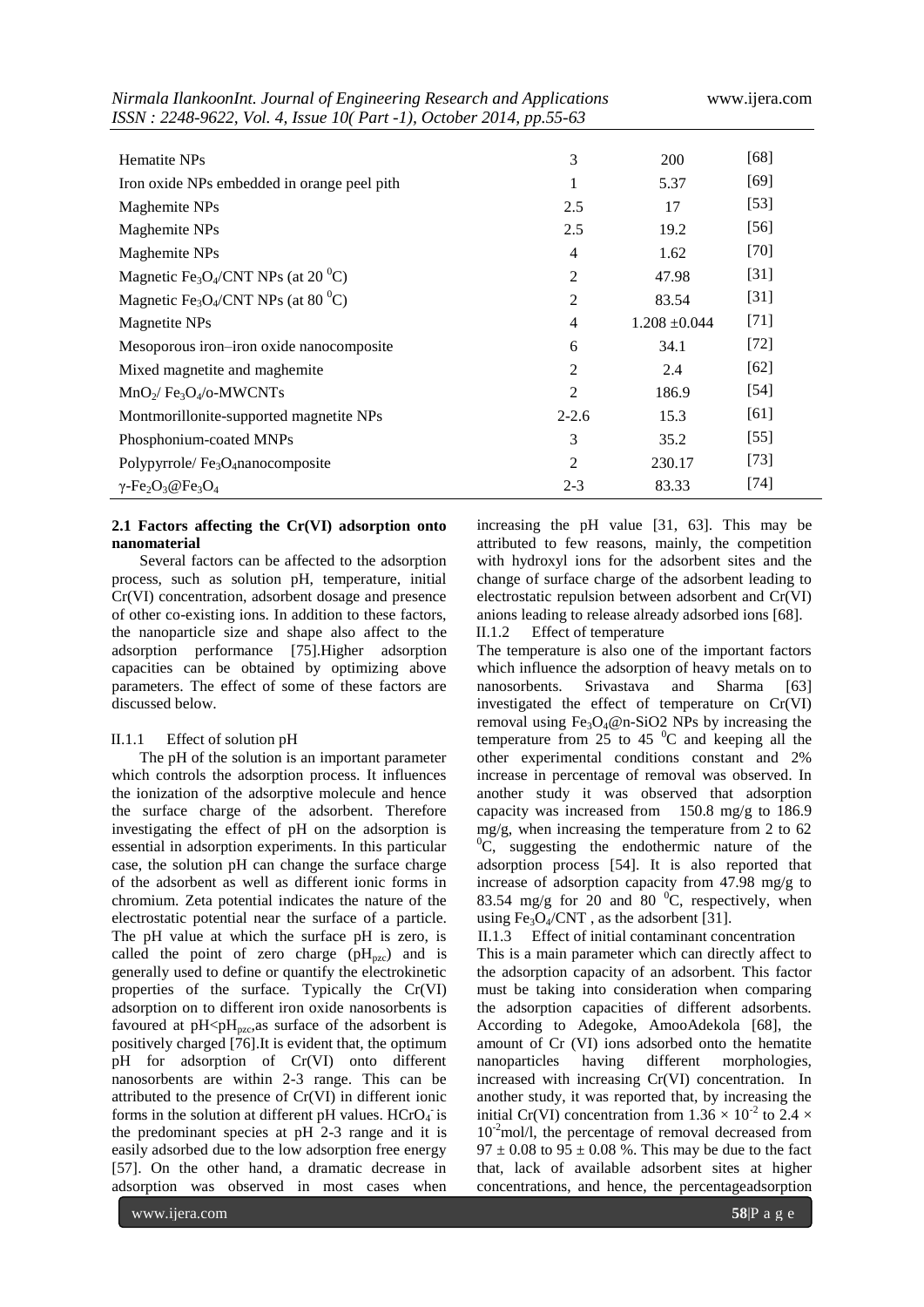| | | | |
|---|---|---|---|
| Hematite NPs | 3 | 200 | [68] |
| Iron oxide NPs embedded in orange peel pith | 1 | 5.37 | [69] |
| Maghemite NPs | 2.5 | 17 | [53] |
| Maghemite NPs | 2.5 | 19.2 | [56] |
| Maghemite NPs | 4 | 1.62 | [70] |
| Magnetic $Fe_3O_4$/CNT NPs (at 20 $^0$C) | 2 | 47.98 | [31] |
| Magnetic $Fe_3O_4$/CNT NPs (at 80 $^0$C) | 2 | 83.54 | [31] |
| Magnetite NPs | 4 | $1.208 \pm 0.044$ | [71] |
| Mesoporous iron–iron oxide nanocomposite | 6 | 34.1 | [72] |
| Mixed magnetite and maghemite | 2 | 2.4 | [62] |
| $MnO_2$/ $Fe_3O_4$/o-MWCNTs | 2 | 186.9 | [54] |
| Montmorillonite-supported magnetite NPs | 2-2.6 | 15.3 | [61] |
| Phosphonium-coated MNPs | 3 | 35.2 | [55] |
| Polypyrrole/ $Fe_3O_4$nanocomposite | 2 | 230.17 | [73] |
| $\gamma$-$Fe_2O_3$@$Fe_3O_4$ | 2-3 | 83.33 | [74] |

**2.1 Factors affecting the Cr(VI) adsorption onto nanomaterial**

Several factors can be affected to the adsorption process, such as solution pH, temperature, initial Cr(VI) concentration, adsorbent dosage and presence of other co-existing ions. In addition to these factors, the nanoparticle size and shape also affect to the adsorption performance [75].Higher adsorption capacities can be obtained by optimizing above parameters. The effect of some of these factors are discussed below.

II.1.1 Effect of solution pH

The pH of the solution is an important parameter which controls the adsorption process. It influences the ionization of the adsorptive molecule and hence the surface charge of the adsorbent. Therefore investigating the effect of pH on the adsorption is essential in adsorption experiments. In this particular case, the solution pH can change the surface charge of the adsorbent as well as different ionic forms in chromium. Zeta potential indicates the nature of the electrostatic potential near the surface of a particle. The pH value at which the surface pH is zero, is called the point of zero charge ($pH_{pzc}$) and is generally used to define or quantify the electrokinetic properties of the surface. Typically the Cr(VI) adsorption on to different iron oxide nanosorbents is favoured at $pH<pH_{pzc}$,as surface of the adsorbent is positively charged [76].It is evident that, the optimum pH for adsorption of Cr(VI) onto different nanosorbents are within 2-3 range. This can be attributed to the presence of Cr(VI) in different ionic forms in the solution at different pH values. $HCrO_4^-$ is the predominant species at pH 2-3 range and it is easily adsorbed due to the low adsorption free energy [57]. On the other hand, a dramatic decrease in adsorption was observed in most cases when increasing the pH value [31, 63]. This may be attributed to few reasons, mainly, the competition with hydroxyl ions for the adsorbent sites and the change of surface charge of the adsorbent leading to electrostatic repulsion between adsorbent and Cr(VI) anions leading to release already adsorbed ions [68].

II.1.2 Effect of temperature

The temperature is also one of the important factors which influence the adsorption of heavy metals on to nanosorbents. Srivastava and Sharma [63] investigated the effect of temperature on Cr(VI) removal using $Fe_3O_4$@n-SiO2 NPs by increasing the temperature from 25 to 45 $^0$C and keeping all the other experimental conditions constant and 2% increase in percentage of removal was observed. In another study it was observed that adsorption capacity was increased from 150.8 mg/g to 186.9 mg/g, when increasing the temperature from 2 to 62 $^0$C, suggesting the endothermic nature of the adsorption process [54]. It is also reported that increase of adsorption capacity from 47.98 mg/g to 83.54 mg/g for 20 and 80 $^0$C, respectively, when using $Fe_3O_4$/CNT , as the adsorbent [31].

II.1.3 Effect of initial contaminant concentration

This is a main parameter which can directly affect to the adsorption capacity of an adsorbent. This factor must be taking into consideration when comparing the adsorption capacities of different adsorbents. According to Adegoke, AmooAdekola [68], the amount of Cr (VI) ions adsorbed onto the hematite nanoparticles having different morphologies, increased with increasing Cr(VI) concentration. In another study, it was reported that, by increasing the initial Cr(VI) concentration from $1.36 \times 10^{-2}$ to $2.4 \times 10^{-2}$mol/l, the percentage of removal decreased from $97 \pm 0.08$ to $95 \pm 0.08$ %. This may be due to the fact that, lack of available adsorbent sites at higher concentrations, and hence, the percentageadsorption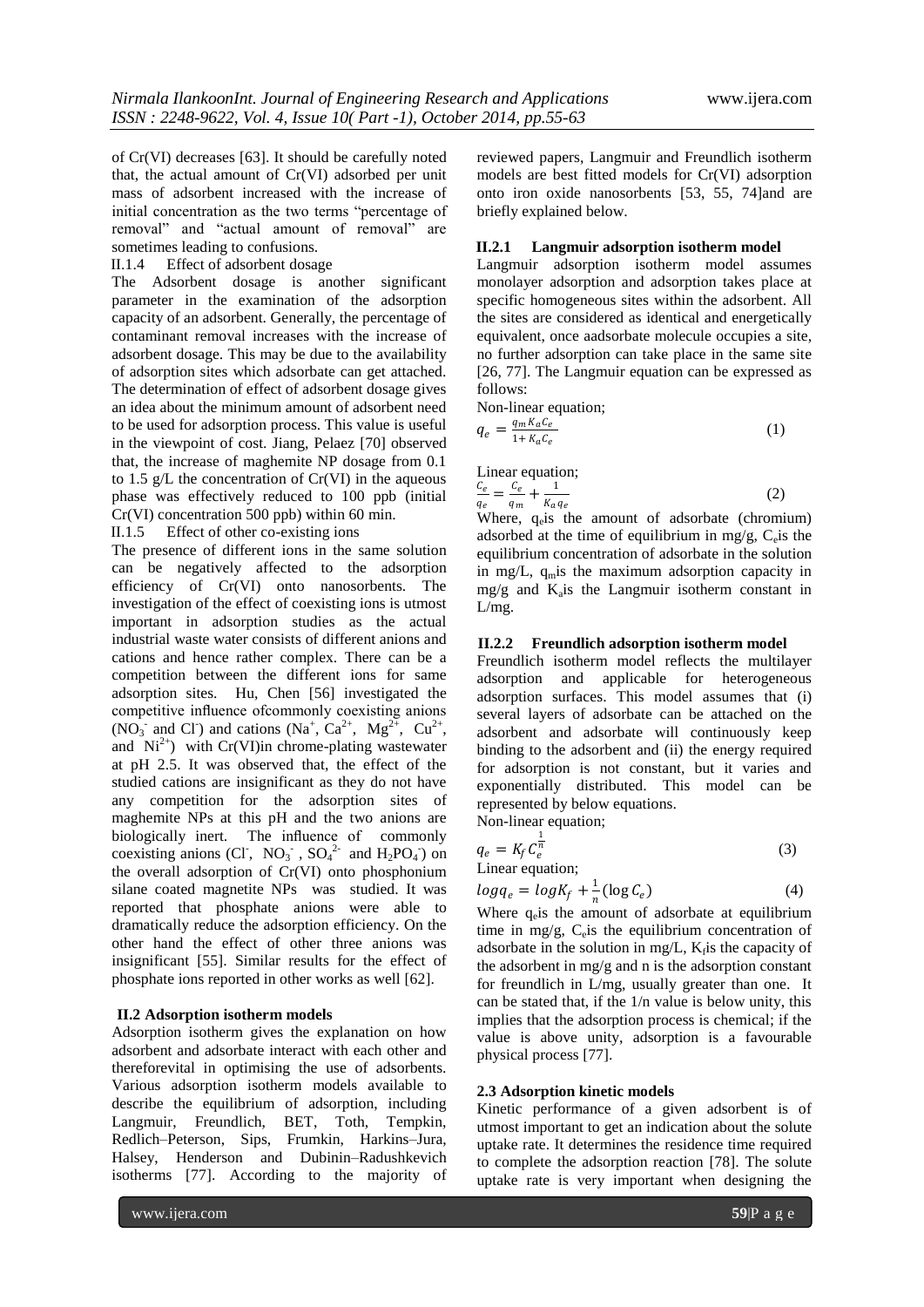of Cr(VI) decreases [63]. It should be carefully noted that, the actual amount of Cr(VI) adsorbed per unit mass of adsorbent increased with the increase of initial concentration as the two terms "percentage of removal" and "actual amount of removal" are sometimes leading to confusions.

II.1.4 Effect of adsorbent dosage

The Adsorbent dosage is another significant parameter in the examination of the adsorption capacity of an adsorbent. Generally, the percentage of contaminant removal increases with the increase of adsorbent dosage. This may be due to the availability of adsorption sites which adsorbate can get attached. The determination of effect of adsorbent dosage gives an idea about the minimum amount of adsorbent need to be used for adsorption process. This value is useful in the viewpoint of cost. Jiang, Pelaez [70] observed that, the increase of maghemite NP dosage from 0.1 to 1.5 g/L the concentration of Cr(VI) in the aqueous phase was effectively reduced to 100 ppb (initial Cr(VI) concentration 500 ppb) within 60 min.

II.1.5 Effect of other co-existing ions

The presence of different ions in the same solution can be negatively affected to the adsorption efficiency of Cr(VI) onto nanosorbents. The investigation of the effect of coexisting ions is utmost important in adsorption studies as the actual industrial waste water consists of different anions and cations and hence rather complex. There can be a competition between the different ions for same adsorption sites. Hu, Chen [56] investigated the competitive influence ofcommonly coexisting anions ($NO_3^-$ and $Cl^-$) and cations ($Na^+$, $Ca^{2+}$, $Mg^{2+}$, $Cu^{2+}$, and $Ni^{2+}$) with Cr(VI)in chrome-plating wastewater at pH 2.5. It was observed that, the effect of the studied cations are insignificant as they do not have any competition for the adsorption sites of maghemite NPs at this pH and the two anions are biologically inert. The influence of commonly coexisting anions ($Cl^-$, $NO_3^-$, $SO_4^{2-}$ and $H_2PO_4^-$) on the overall adsorption of Cr(VI) onto phosphonium silane coated magnetite NPs was studied. It was reported that phosphate anions were able to dramatically reduce the adsorption efficiency. On the other hand the effect of other three anions was insignificant [55]. Similar results for the effect of phosphate ions reported in other works as well [62].

## II.2 Adsorption isotherm models

Adsorption isotherm gives the explanation on how adsorbent and adsorbate interact with each other and thereforevital in optimising the use of adsorbents. Various adsorption isotherm models available to describe the equilibrium of adsorption, including Langmuir, Freundlich, BET, Toth, Tempkin, Redlich–Peterson, Sips, Frumkin, Harkins–Jura, Halsey, Henderson and Dubinin–Radushkevich isotherms [77]. According to the majority of reviewed papers, Langmuir and Freundlich isotherm models are best fitted models for Cr(VI) adsorption onto iron oxide nanosorbents [53, 55, 74]and are briefly explained below.

### II.2.1 Langmuir adsorption isotherm model

Langmuir adsorption isotherm model assumes monolayer adsorption and adsorption takes place at specific homogeneous sites within the adsorbent. All the sites are considered as identical and energetically equivalent, once aadsorbate molecule occupies a site, no further adsorption can take place in the same site [26, 77]. The Langmuir equation can be expressed as follows:

Non-linear equation;

$$q_e = \frac{q_m K_a C_e}{1 + K_a C_e} \tag{1}$$

Linear equation;

$$\frac{C_e}{q_e} = \frac{C_e}{q_m} + \frac{1}{K_a q_e} \tag{2}$$

Where, $q_e$is the amount of adsorbate (chromium) adsorbed at the time of equilibrium in mg/g, $C_e$is the equilibrium concentration of adsorbate in the solution in mg/L, $q_m$is the maximum adsorption capacity in mg/g and $K_a$is the Langmuir isotherm constant in L/mg.

### II.2.2 Freundlich adsorption isotherm model

Freundlich isotherm model reflects the multilayer adsorption and applicable for heterogeneous adsorption surfaces. This model assumes that (i) several layers of adsorbate can be attached on the adsorbent and adsorbate will continuously keep binding to the adsorbent and (ii) the energy required for adsorption is not constant, but it varies and exponentially distributed. This model can be represented by below equations.

Non-linear equation;

$$q_e = K_f C_e^{\frac{1}{n}} \tag{3}$$

Linear equation;

$$log q_e = log K_f + \frac{1}{n}(\log C_e) \tag{4}$$

Where $q_e$is the amount of adsorbate at equilibrium time in mg/g, $C_e$is the equilibrium concentration of adsorbate in the solution in mg/L, $K_f$is the capacity of the adsorbent in mg/g and n is the adsorption constant for freundlich in L/mg, usually greater than one. It can be stated that, if the 1/n value is below unity, this implies that the adsorption process is chemical; if the value is above unity, adsorption is a favourable physical process [77].

## 2.3 Adsorption kinetic models

Kinetic performance of a given adsorbent is of utmost important to get an indication about the solute uptake rate. It determines the residence time required to complete the adsorption reaction [78]. The solute uptake rate is very important when designing the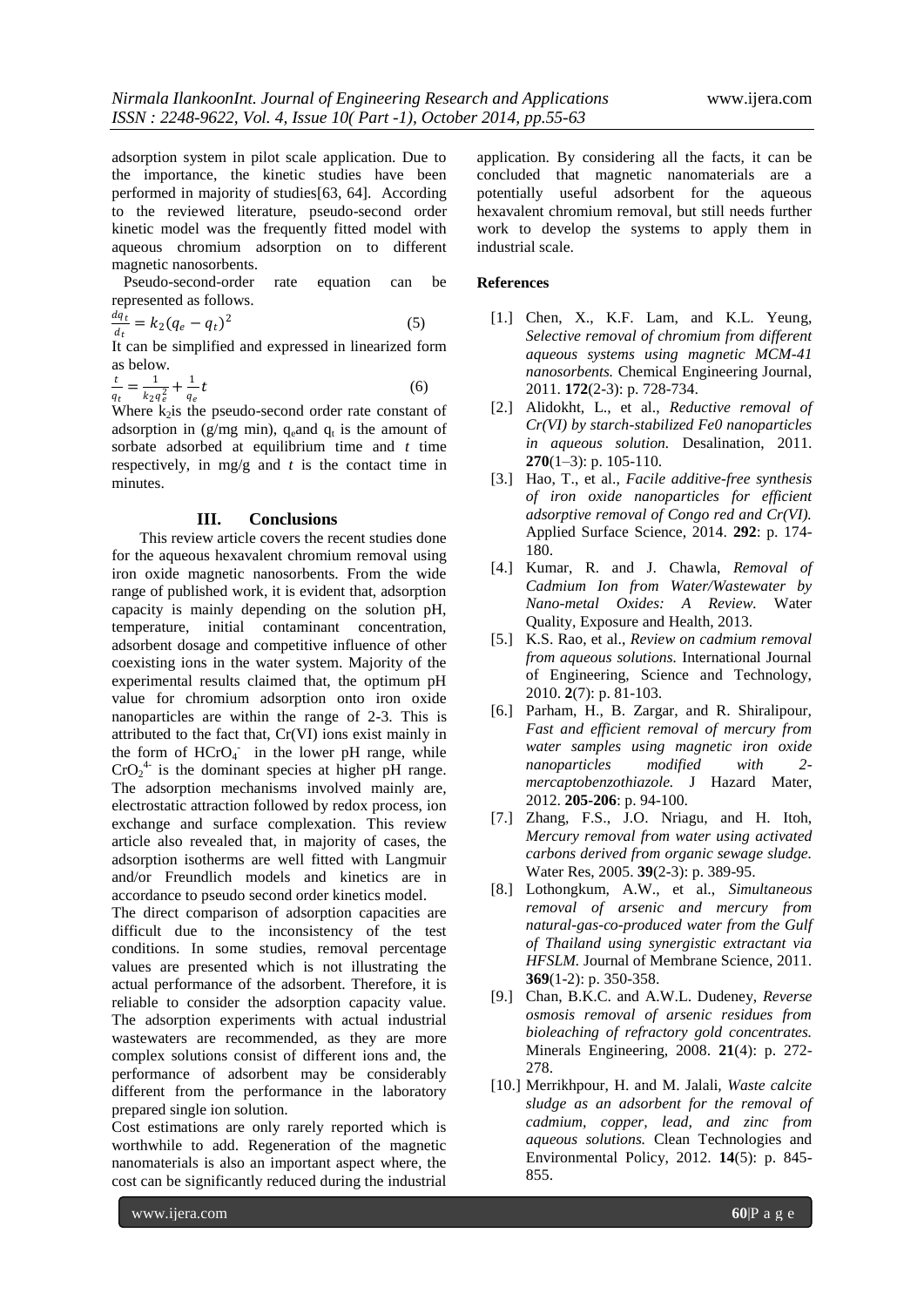adsorption system in pilot scale application. Due to the importance, the kinetic studies have been performed in majority of studies[63, 64]. According to the reviewed literature, pseudo-second order kinetic model was the frequently fitted model with aqueous chromium adsorption on to different magnetic nanosorbents.

Pseudo-second-order rate equation can be represented as follows.

$$\frac{dq_t}{d_t} = k_2(q_e - q_t)^2 \quad (5)$$

It can be simplified and expressed in linearized form as below.

$$\frac{t}{q_t} = \frac{1}{k_2 q_e^2} + \frac{1}{q_e}t \quad (6)$$

Where $k_2$is the pseudo-second order rate constant of adsorption in (g/mg min), $q_e$and $q_t$ is the amount of sorbate adsorbed at equilibrium time and *t* time respectively, in mg/g and *t* is the contact time in minutes.

## III. Conclusions

This review article covers the recent studies done for the aqueous hexavalent chromium removal using iron oxide magnetic nanosorbents. From the wide range of published work, it is evident that, adsorption capacity is mainly depending on the solution pH, temperature, initial contaminant concentration, adsorbent dosage and competitive influence of other coexisting ions in the water system. Majority of the experimental results claimed that, the optimum pH value for chromium adsorption onto iron oxide nanoparticles are within the range of 2-3. This is attributed to the fact that, Cr(VI) ions exist mainly in the form of $HCrO_4^-$ in the lower pH range, while $CrO_2^{4-}$ is the dominant species at higher pH range. The adsorption mechanisms involved mainly are, electrostatic attraction followed by redox process, ion exchange and surface complexation. This review article also revealed that, in majority of cases, the adsorption isotherms are well fitted with Langmuir and/or Freundlich models and kinetics are in accordance to pseudo second order kinetics model.

The direct comparison of adsorption capacities are difficult due to the inconsistency of the test conditions. In some studies, removal percentage values are presented which is not illustrating the actual performance of the adsorbent. Therefore, it is reliable to consider the adsorption capacity value. The adsorption experiments with actual industrial wastewaters are recommended, as they are more complex solutions consist of different ions and, the performance of adsorbent may be considerably different from the performance in the laboratory prepared single ion solution.

Cost estimations are only rarely reported which is worthwhile to add. Regeneration of the magnetic nanomaterials is also an important aspect where, the cost can be significantly reduced during the industrial application. By considering all the facts, it can be concluded that magnetic nanomaterials are a potentially useful adsorbent for the aqueous hexavalent chromium removal, but still needs further work to develop the systems to apply them in industrial scale.

**References**

[1.] Chen, X., K.F. Lam, and K.L. Yeung, *Selective removal of chromium from different aqueous systems using magnetic MCM-41 nanosorbents.* Chemical Engineering Journal, 2011. **172**(2-3): p. 728-734.

[2.] Alidokht, L., et al., *Reductive removal of Cr(VI) by starch-stabilized Fe0 nanoparticles in aqueous solution.* Desalination, 2011. **270**(1–3): p. 105-110.

[3.] Hao, T., et al., *Facile additive-free synthesis of iron oxide nanoparticles for efficient adsorptive removal of Congo red and Cr(VI).* Applied Surface Science, 2014. **292**: p. 174-180.

[4.] Kumar, R. and J. Chawla, *Removal of Cadmium Ion from Water/Wastewater by Nano-metal Oxides: A Review.* Water Quality, Exposure and Health, 2013.

[5.] K.S. Rao, et al., *Review on cadmium removal from aqueous solutions.* International Journal of Engineering, Science and Technology, 2010. **2**(7): p. 81-103.

[6.] Parham, H., B. Zargar, and R. Shiralipour, *Fast and efficient removal of mercury from water samples using magnetic iron oxide nanoparticles modified with 2-mercaptobenzothiazole.* J Hazard Mater, 2012. **205-206**: p. 94-100.

[7.] Zhang, F.S., J.O. Nriagu, and H. Itoh, *Mercury removal from water using activated carbons derived from organic sewage sludge.* Water Res, 2005. **39**(2-3): p. 389-95.

[8.] Lothongkum, A.W., et al., *Simultaneous removal of arsenic and mercury from natural-gas-co-produced water from the Gulf of Thailand using synergistic extractant via HFSLM.* Journal of Membrane Science, 2011. **369**(1-2): p. 350-358.

[9.] Chan, B.K.C. and A.W.L. Dudeney, *Reverse osmosis removal of arsenic residues from bioleaching of refractory gold concentrates.* Minerals Engineering, 2008. **21**(4): p. 272-278.

[10.] Merrikhpour, H. and M. Jalali, *Waste calcite sludge as an adsorbent for the removal of cadmium, copper, lead, and zinc from aqueous solutions.* Clean Technologies and Environmental Policy, 2012. **14**(5): p. 845-855.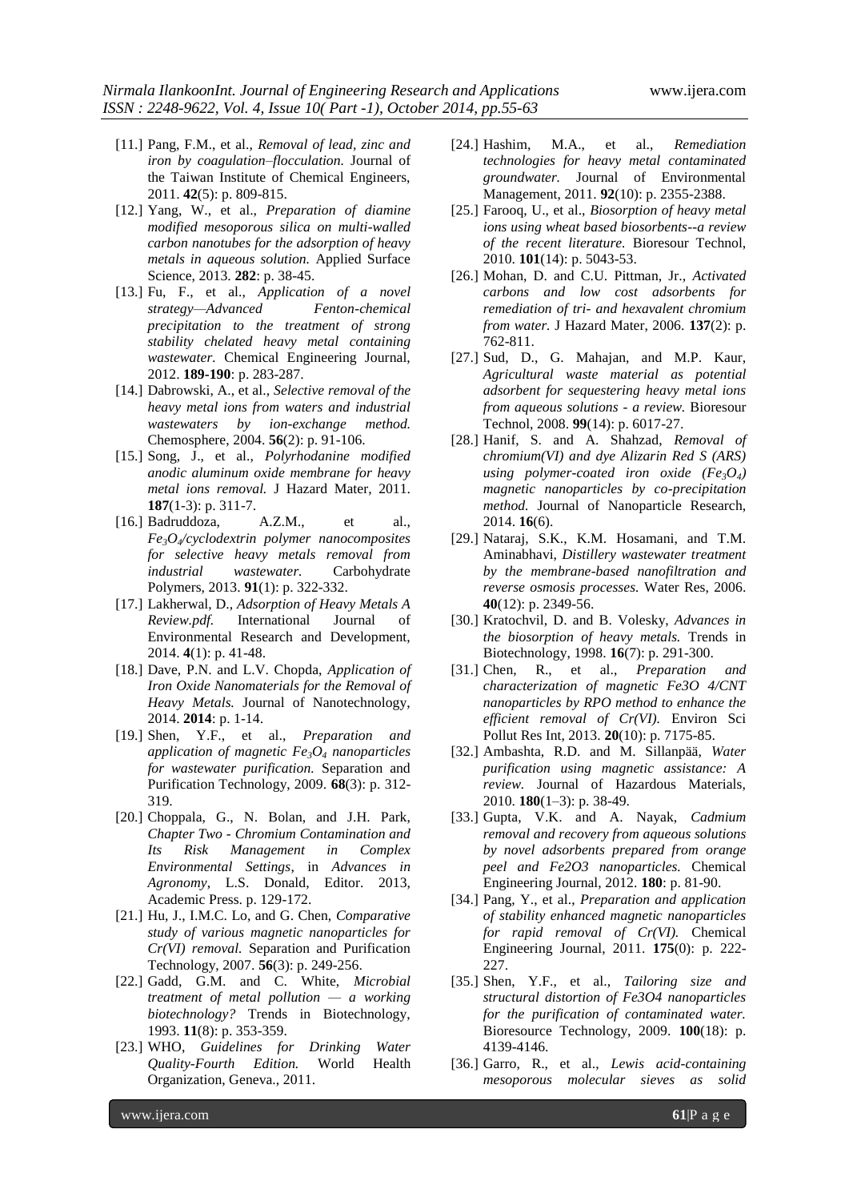[11.] Pang, F.M., et al., *Removal of lead, zinc and iron by coagulation–flocculation.* Journal of the Taiwan Institute of Chemical Engineers, 2011. **42**(5): p. 809-815.

[12.] Yang, W., et al., *Preparation of diamine modified mesoporous silica on multi-walled carbon nanotubes for the adsorption of heavy metals in aqueous solution.* Applied Surface Science, 2013. **282**: p. 38-45.

[13.] Fu, F., et al., *Application of a novel strategy—Advanced Fenton-chemical precipitation to the treatment of strong stability chelated heavy metal containing wastewater.* Chemical Engineering Journal, 2012. **189-190**: p. 283-287.

[14.] Dabrowski, A., et al., *Selective removal of the heavy metal ions from waters and industrial wastewaters by ion-exchange method.* Chemosphere, 2004. **56**(2): p. 91-106.

[15.] Song, J., et al., *Polyrhodanine modified anodic aluminum oxide membrane for heavy metal ions removal.* J Hazard Mater, 2011. **187**(1-3): p. 311-7.

[16.] Badruddoza, A.Z.M., et al., *$Fe_3O_4$/cyclodextrin polymer nanocomposites for selective heavy metals removal from industrial wastewater.* Carbohydrate Polymers, 2013. **91**(1): p. 322-332.

[17.] Lakherwal, D., *Adsorption of Heavy Metals A Review.pdf.* International Journal of Environmental Research and Development, 2014. **4**(1): p. 41-48.

[18.] Dave, P.N. and L.V. Chopda, *Application of Iron Oxide Nanomaterials for the Removal of Heavy Metals.* Journal of Nanotechnology, 2014. **2014**: p. 1-14.

[19.] Shen, Y.F., et al., *Preparation and application of magnetic $Fe_3O_4$ nanoparticles for wastewater purification.* Separation and Purification Technology, 2009. **68**(3): p. 312-319.

[20.] Choppala, G., N. Bolan, and J.H. Park, *Chapter Two - Chromium Contamination and Its Risk Management in Complex Environmental Settings*, in *Advances in Agronomy*, L.S. Donald, Editor. 2013, Academic Press. p. 129-172.

[21.] Hu, J., I.M.C. Lo, and G. Chen, *Comparative study of various magnetic nanoparticles for Cr(VI) removal.* Separation and Purification Technology, 2007. **56**(3): p. 249-256.

[22.] Gadd, G.M. and C. White, *Microbial treatment of metal pollution — a working biotechnology?* Trends in Biotechnology, 1993. **11**(8): p. 353-359.

[23.] WHO, *Guidelines for Drinking Water Quality-Fourth Edition.* World Health Organization, Geneva., 2011.

[24.] Hashim, M.A., et al., *Remediation technologies for heavy metal contaminated groundwater.* Journal of Environmental Management, 2011. **92**(10): p. 2355-2388.

[25.] Farooq, U., et al., *Biosorption of heavy metal ions using wheat based biosorbents--a review of the recent literature.* Bioresour Technol, 2010. **101**(14): p. 5043-53.

[26.] Mohan, D. and C.U. Pittman, Jr., *Activated carbons and low cost adsorbents for remediation of tri- and hexavalent chromium from water.* J Hazard Mater, 2006. **137**(2): p. 762-811.

[27.] Sud, D., G. Mahajan, and M.P. Kaur, *Agricultural waste material as potential adsorbent for sequestering heavy metal ions from aqueous solutions - a review.* Bioresour Technol, 2008. **99**(14): p. 6017-27.

[28.] Hanif, S. and A. Shahzad, *Removal of chromium(VI) and dye Alizarin Red S (ARS) using polymer-coated iron oxide ($Fe_3O_4$) magnetic nanoparticles by co-precipitation method.* Journal of Nanoparticle Research, 2014. **16**(6).

[29.] Nataraj, S.K., K.M. Hosamani, and T.M. Aminabhavi, *Distillery wastewater treatment by the membrane-based nanofiltration and reverse osmosis processes.* Water Res, 2006. **40**(12): p. 2349-56.

[30.] Kratochvil, D. and B. Volesky, *Advances in the biosorption of heavy metals.* Trends in Biotechnology, 1998. **16**(7): p. 291-300.

[31.] Chen, R., et al., *Preparation and characterization of magnetic Fe3O 4/CNT nanoparticles by RPO method to enhance the efficient removal of Cr(VI).* Environ Sci Pollut Res Int, 2013. **20**(10): p. 7175-85.

[32.] Ambashta, R.D. and M. Sillanpää, *Water purification using magnetic assistance: A review.* Journal of Hazardous Materials, 2010. **180**(1–3): p. 38-49.

[33.] Gupta, V.K. and A. Nayak, *Cadmium removal and recovery from aqueous solutions by novel adsorbents prepared from orange peel and Fe2O3 nanoparticles.* Chemical Engineering Journal, 2012. **180**: p. 81-90.

[34.] Pang, Y., et al., *Preparation and application of stability enhanced magnetic nanoparticles for rapid removal of Cr(VI).* Chemical Engineering Journal, 2011. **175**(0): p. 222-227.

[35.] Shen, Y.F., et al., *Tailoring size and structural distortion of Fe3O4 nanoparticles for the purification of contaminated water.* Bioresource Technology, 2009. **100**(18): p. 4139-4146.

[36.] Garro, R., et al., *Lewis acid-containing mesoporous molecular sieves as solid*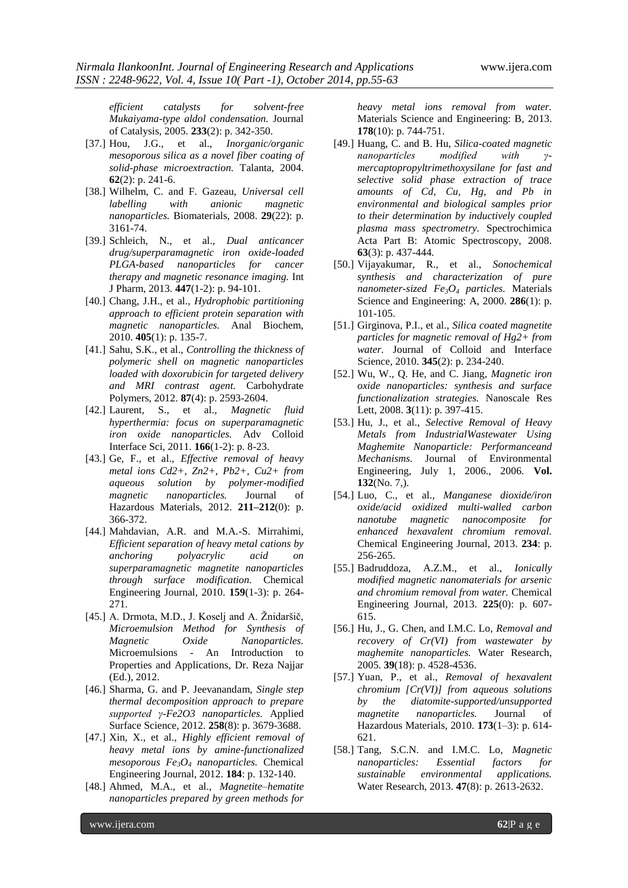*efficient catalysts for solvent-free Mukaiyama-type aldol condensation.* Journal of Catalysis, 2005. **233**(2): p. 342-350.

[37.] Hou, J.G., et al., *Inorganic/organic mesoporous silica as a novel fiber coating of solid-phase microextraction.* Talanta, 2004. **62**(2): p. 241-6.

[38.] Wilhelm, C. and F. Gazeau, *Universal cell labelling with anionic magnetic nanoparticles.* Biomaterials, 2008. **29**(22): p. 3161-74.

[39.] Schleich, N., et al., *Dual anticancer drug/superparamagnetic iron oxide-loaded PLGA-based nanoparticles for cancer therapy and magnetic resonance imaging.* Int J Pharm, 2013. **447**(1-2): p. 94-101.

[40.] Chang, J.H., et al., *Hydrophobic partitioning approach to efficient protein separation with magnetic nanoparticles.* Anal Biochem, 2010. **405**(1): p. 135-7.

[41.] Sahu, S.K., et al., *Controlling the thickness of polymeric shell on magnetic nanoparticles loaded with doxorubicin for targeted delivery and MRI contrast agent.* Carbohydrate Polymers, 2012. **87**(4): p. 2593-2604.

[42.] Laurent, S., et al., *Magnetic fluid hyperthermia: focus on superparamagnetic iron oxide nanoparticles.* Adv Colloid Interface Sci, 2011. **166**(1-2): p. 8-23.

[43.] Ge, F., et al., *Effective removal of heavy metal ions Cd2+, Zn2+, Pb2+, Cu2+ from aqueous solution by polymer-modified magnetic nanoparticles.* Journal of Hazardous Materials, 2012. **211–212**(0): p. 366-372.

[44.] Mahdavian, A.R. and M.A.-S. Mirrahimi, *Efficient separation of heavy metal cations by anchoring polyacrylic acid on superparamagnetic magnetite nanoparticles through surface modification.* Chemical Engineering Journal, 2010. **159**(1-3): p. 264-271.

[45.] A. Drmota, M.D., J. Koselj and A. Žnidaršič, *Microemulsion Method for Synthesis of Magnetic Oxide Nanoparticles.* Microemulsions - An Introduction to Properties and Applications, Dr. Reza Najjar (Ed.), 2012.

[46.] Sharma, G. and P. Jeevanandam, *Single step thermal decomposition approach to prepare supported γ-Fe2O3 nanoparticles.* Applied Surface Science, 2012. **258**(8): p. 3679-3688.

[47.] Xin, X., et al., *Highly efficient removal of heavy metal ions by amine-functionalized mesoporous $Fe_3O_4$ nanoparticles.* Chemical Engineering Journal, 2012. **184**: p. 132-140.

[48.] Ahmed, M.A., et al., *Magnetite–hematite nanoparticles prepared by green methods for heavy metal ions removal from water.* Materials Science and Engineering: B, 2013. **178**(10): p. 744-751.

[49.] Huang, C. and B. Hu, *Silica-coated magnetic nanoparticles modified with γ-mercaptopropyltrimethoxysilane for fast and selective solid phase extraction of trace amounts of Cd, Cu, Hg, and Pb in environmental and biological samples prior to their determination by inductively coupled plasma mass spectrometry.* Spectrochimica Acta Part B: Atomic Spectroscopy, 2008. **63**(3): p. 437-444.

[50.] Vijayakumar, R., et al., *Sonochemical synthesis and characterization of pure nanometer-sized $Fe_3O_4$ particles.* Materials Science and Engineering: A, 2000. **286**(1): p. 101-105.

[51.] Girginova, P.I., et al., *Silica coated magnetite particles for magnetic removal of Hg2+ from water.* Journal of Colloid and Interface Science, 2010. **345**(2): p. 234-240.

[52.] Wu, W., Q. He, and C. Jiang, *Magnetic iron oxide nanoparticles: synthesis and surface functionalization strategies.* Nanoscale Res Lett, 2008. **3**(11): p. 397-415.

[53.] Hu, J., et al., *Selective Removal of Heavy Metals from IndustrialWastewater Using Maghemite Nanoparticle: Performanceand Mechanisms.* Journal of Environmental Engineering, July 1, 2006., 2006. **Vol. 132**(No. 7,).

[54.] Luo, C., et al., *Manganese dioxide/iron oxide/acid oxidized multi-walled carbon nanotube magnetic nanocomposite for enhanced hexavalent chromium removal.* Chemical Engineering Journal, 2013. **234**: p. 256-265.

[55.] Badruddoza, A.Z.M., et al., *Ionically modified magnetic nanomaterials for arsenic and chromium removal from water.* Chemical Engineering Journal, 2013. **225**(0): p. 607-615.

[56.] Hu, J., G. Chen, and I.M.C. Lo, *Removal and recovery of Cr(VI) from wastewater by maghemite nanoparticles.* Water Research, 2005. **39**(18): p. 4528-4536.

[57.] Yuan, P., et al., *Removal of hexavalent chromium [Cr(VI)] from aqueous solutions by the diatomite-supported/unsupported magnetite nanoparticles.* Journal of Hazardous Materials, 2010. **173**(1–3): p. 614-621.

[58.] Tang, S.C.N. and I.M.C. Lo, *Magnetic nanoparticles: Essential factors for sustainable environmental applications.* Water Research, 2013. **47**(8): p. 2613-2632.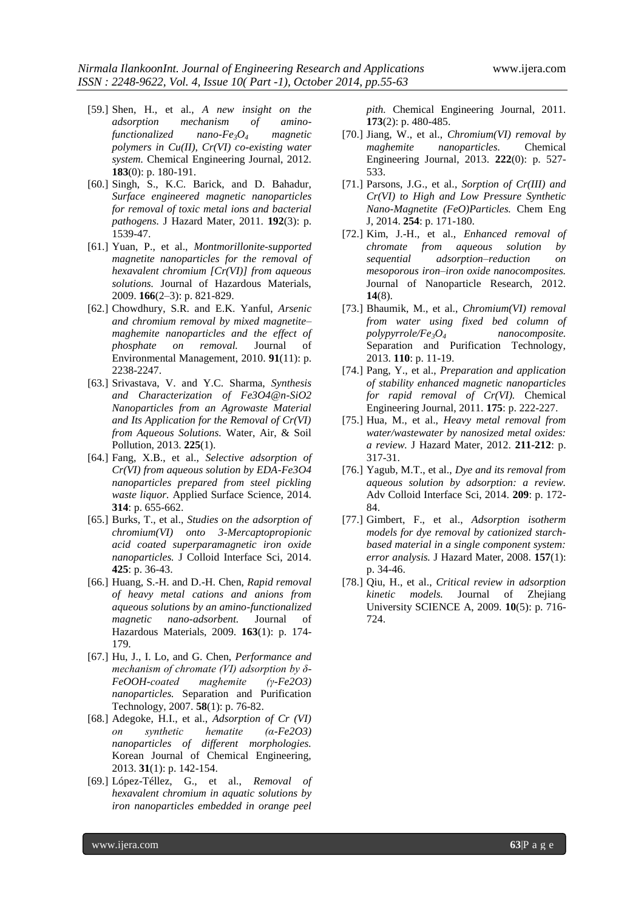[59.] Shen, H., et al., *A new insight on the adsorption mechanism of amino-functionalized nano-$Fe_3O_4$ magnetic polymers in Cu(II), Cr(VI) co-existing water system.* Chemical Engineering Journal, 2012. **183**(0): p. 180-191.

[60.] Singh, S., K.C. Barick, and D. Bahadur, *Surface engineered magnetic nanoparticles for removal of toxic metal ions and bacterial pathogens.* J Hazard Mater, 2011. **192**(3): p. 1539-47.

[61.] Yuan, P., et al., *Montmorillonite-supported magnetite nanoparticles for the removal of hexavalent chromium [Cr(VI)] from aqueous solutions.* Journal of Hazardous Materials, 2009. **166**(2–3): p. 821-829.

[62.] Chowdhury, S.R. and E.K. Yanful, *Arsenic and chromium removal by mixed magnetite–maghemite nanoparticles and the effect of phosphate on removal.* Journal of Environmental Management, 2010. **91**(11): p. 2238-2247.

[63.] Srivastava, V. and Y.C. Sharma, *Synthesis and Characterization of Fe3O4@n-SiO2 Nanoparticles from an Agrowaste Material and Its Application for the Removal of Cr(VI) from Aqueous Solutions.* Water, Air, & Soil Pollution, 2013. **225**(1).

[64.] Fang, X.B., et al., *Selective adsorption of Cr(VI) from aqueous solution by EDA-Fe3O4 nanoparticles prepared from steel pickling waste liquor.* Applied Surface Science, 2014. **314**: p. 655-662.

[65.] Burks, T., et al., *Studies on the adsorption of chromium(VI) onto 3-Mercaptopropionic acid coated superparamagnetic iron oxide nanoparticles.* J Colloid Interface Sci, 2014. **425**: p. 36-43.

[66.] Huang, S.-H. and D.-H. Chen, *Rapid removal of heavy metal cations and anions from aqueous solutions by an amino-functionalized magnetic nano-adsorbent.* Journal of Hazardous Materials, 2009. **163**(1): p. 174-179.

[67.] Hu, J., I. Lo, and G. Chen, *Performance and mechanism of chromate (VI) adsorption by δ-FeOOH-coated maghemite (γ-Fe2O3) nanoparticles.* Separation and Purification Technology, 2007. **58**(1): p. 76-82.

[68.] Adegoke, H.I., et al., *Adsorption of Cr (VI) on synthetic hematite (α-Fe2O3) nanoparticles of different morphologies.* Korean Journal of Chemical Engineering, 2013. **31**(1): p. 142-154.

[69.] López-Téllez, G., et al., *Removal of hexavalent chromium in aquatic solutions by iron nanoparticles embedded in orange peel pith.* Chemical Engineering Journal, 2011. **173**(2): p. 480-485.

[70.] Jiang, W., et al., *Chromium(VI) removal by maghemite nanoparticles.* Chemical Engineering Journal, 2013. **222**(0): p. 527-533.

[71.] Parsons, J.G., et al., *Sorption of Cr(III) and Cr(VI) to High and Low Pressure Synthetic Nano-Magnetite (FeO)Particles.* Chem Eng J, 2014. **254**: p. 171-180.

[72.] Kim, J.-H., et al., *Enhanced removal of chromate from aqueous solution by sequential adsorption–reduction on mesoporous iron–iron oxide nanocomposites.* Journal of Nanoparticle Research, 2012. **14**(8).

[73.] Bhaumik, M., et al., *Chromium(VI) removal from water using fixed bed column of polypyrrole/$Fe_3O_4$ nanocomposite.* Separation and Purification Technology, 2013. **110**: p. 11-19.

[74.] Pang, Y., et al., *Preparation and application of stability enhanced magnetic nanoparticles for rapid removal of Cr(VI).* Chemical Engineering Journal, 2011. **175**: p. 222-227.

[75.] Hua, M., et al., *Heavy metal removal from water/wastewater by nanosized metal oxides: a review.* J Hazard Mater, 2012. **211-212**: p. 317-31.

[76.] Yagub, M.T., et al., *Dye and its removal from aqueous solution by adsorption: a review.* Adv Colloid Interface Sci, 2014. **209**: p. 172-84.

[77.] Gimbert, F., et al., *Adsorption isotherm models for dye removal by cationized starch-based material in a single component system: error analysis.* J Hazard Mater, 2008. **157**(1): p. 34-46.

[78.] Qiu, H., et al., *Critical review in adsorption kinetic models.* Journal of Zhejiang University SCIENCE A, 2009. **10**(5): p. 716-724.